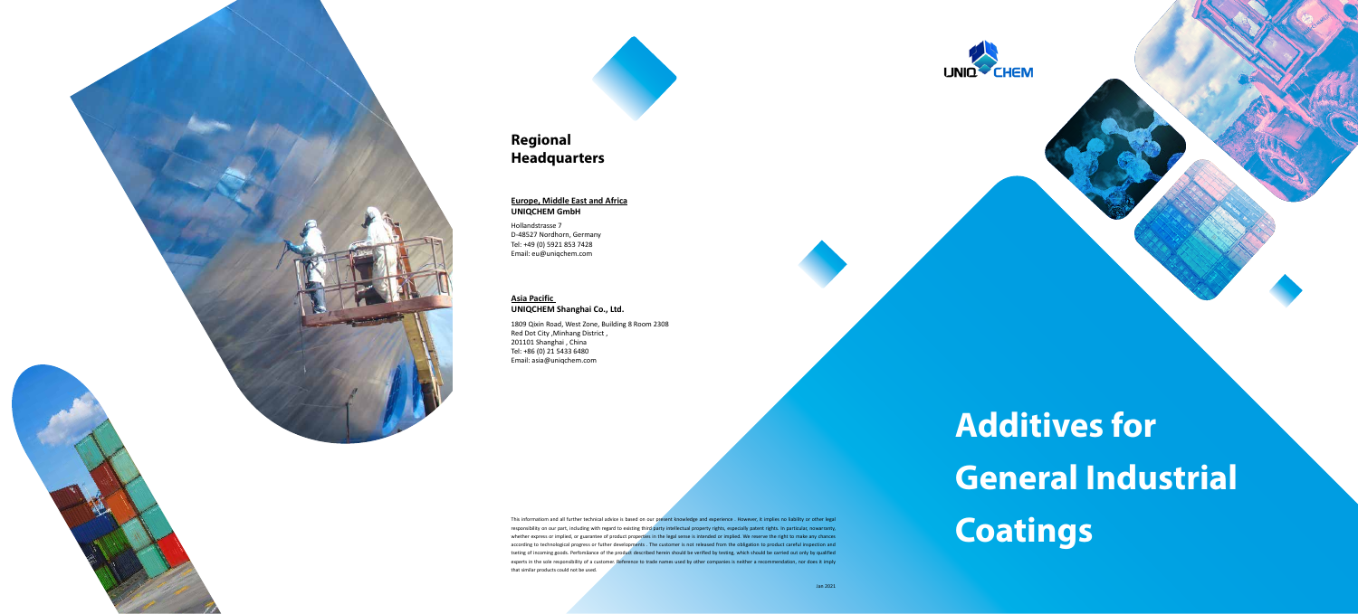## Regional Headquarters

**Europe, Middle East and Africa**
**UNIQCHEM GmbH**

Hollandstrasse 7
D-48527 Nordhorn, Germany
Tel: +49 (0) 5921 853 7428
Email: eu@uniqchem.com

**Asia Pacific**
**UNIQCHEM Shanghai Co., Ltd.**

1809 Qixin Road, West Zone, Building 8 Room 2308
Red Dot City ,Minhang District ,
201101 Shanghai , China
Tel: +86 (0) 21 5433 6480
Email: asia@uniqchem.com

This information and all further technical advice is based on our present knowledge and experience . However, it implies no liability or other legal responsibility on our part, including with regard to existing third party intellectual property rights, especially patent rights. In particular, nowarranty, whether express or implied, or guarantee of product properties in the legal sense is intended or implied. We reserve the right to make any chances according to technological progress or futher developments . The customer is not released from the obligation to product careful inspection and testing of incoming goods. Performance of the product described herein should be verified by testing, which should be carried out only by qualified experts in the sole responsibility of a customer. Reference to trade names used by other companies is neither a recommendation, nor does it imply that similar products could not be used.

Jan 2021

UNIQCHEM

# Additives for General Industrial Coatings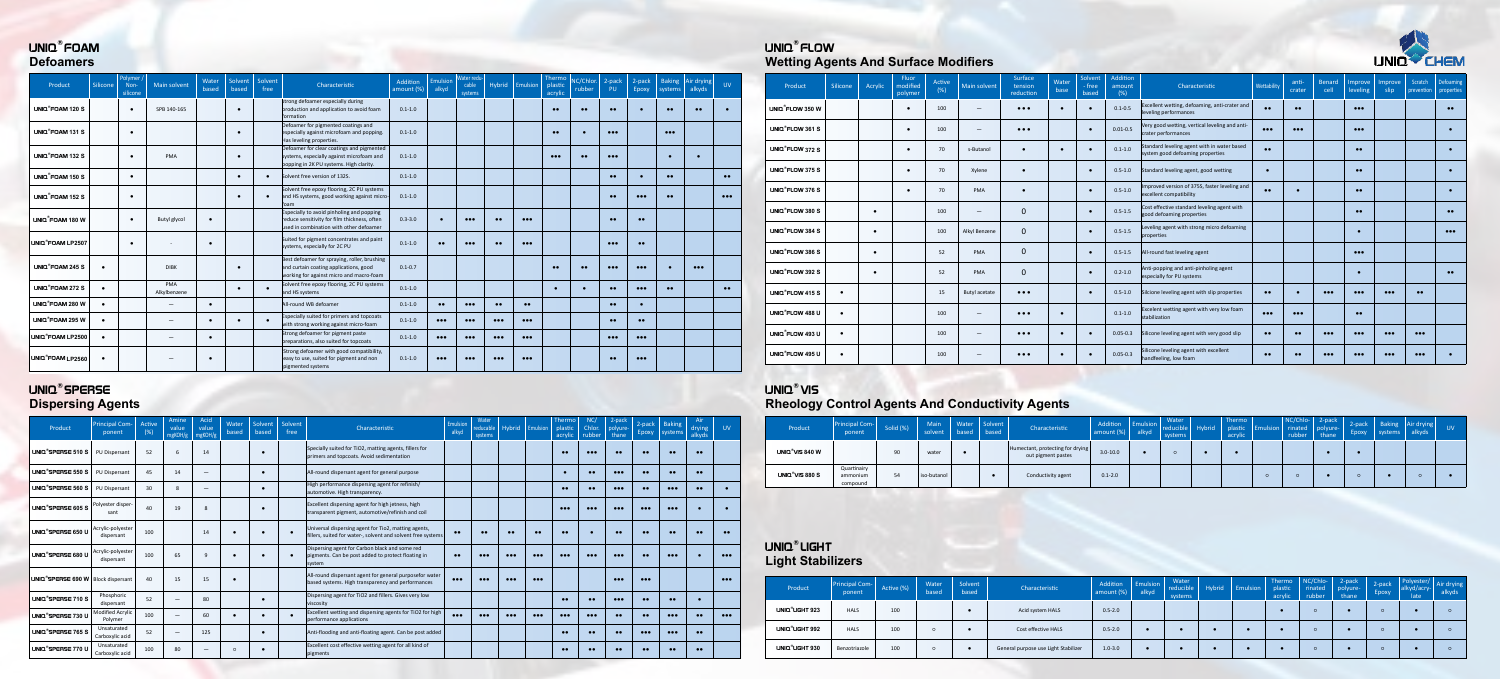# UNIQ® FOAM

## Defoamers

| Product | Silicone | Polymer / Non-silicone | Main solvent | Water based | Solvent based | Solvent free | Characteristic | Addition amount (%) | Emulsion alkyd | Water reducable systems | Hybrid | Emulsion | Thermo plastic acrylic | NC/Chlor. rubber | 2-pack PU | 2-pack Epoxy | Baking systems | Air drying alkyds | UV |
|---|---|---|---|---|---|---|---|---|---|---|---|---|---|---|---|---|---|---|---|
| UNIQ®FOAM 120 S | | • | SPB 140-165 | | • | | Strong defoamer especially during production and application to avoid foam formation | 0.1-1.0 | | | | | •• | •• | •• | • | •• | •• | • |
| UNIQ®FOAM 131 S | | • | | | • | | Defoamer for pigmented coatings and especially against microfoam and popping. Has leveling properties. | 0.1-1.0 | | | | | •• | • | ••• | | ••• | | |
| UNIQ®FOAM 132 S | | • | PMA | | • | | Defoamer for clear coatings and pigmented systems, especially against microfoam and popping in 2K PU systems. High clarity. | 0.1-1.0 | | | | | ••• | •• | ••• | | • | • | |
| UNIQ®FOAM 150 S | | • | | | • | • | Solvent free version of 132S. | 0.1-1.0 | | | | | | | •• | • | •• | | •• |
| UNIQ®FOAM 152 S | | • | | | • | • | Solvent free epoxy flooring, 2C PU systems and HS systems, good working against microfoam | 0.1-1.0 | | | | | | | •• | ••• | •• | | ••• |
| UNIQ®FOAM 180 W | | • | Butyl glycol | • | | | Especially to avoid pinholing and popping reduce sensitivity for film thickness, often used in combination with other defoamer | 0.3-3.0 | • | ••• | •• | ••• | | | •• | •• | | | |
| UNIQ®FOAM LP2507 | | • | - | • | | | Suited for pigment concentrates and paint systems, especially for 2C PU | 0.1-1.0 | •• | ••• | •• | ••• | | | ••• | •• | | | |
| UNIQ®FOAM 245 S | • | | DIBK | | • | | Best defoamer for spraying, roller, brushing and curtain coating applications, good working for against micro and macro-foam | 0.1-0.7 | | | | | •• | •• | ••• | ••• | • | ••• | |
| UNIQ®FOAM 272 S | • | | PMA Alkylbenzene | | • | • | Solvent free epoxy flooring, 2C PU systems and HS systems | 0.1-1.0 | | | | | • | • | •• | ••• | •• | | •• |
| UNIQ®FOAM 280 W | • | | — | • | | | All-round WB defoamer | 0.1-1.0 | •• | ••• | •• | •• | | | •• | • | | | |
| UNIQ®FOAM 295 W | • | | — | • | • | • | Especially suited for primers and topcoats with strong working against micro-foam | 0.1-1.0 | ••• | ••• | ••• | ••• | | | •• | •• | | | |
| UNIQ®FOAM LP2500 | • | | — | • | | | Strong defoamer for pigment paste preparations, also suited for topcoats | 0.1-1.0 | ••• | ••• | ••• | ••• | | | ••• | ••• | | | |
| UNIQ®FOAM LP2560 | • | | — | • | | | Strong defoamer with good compatibility, easy to use, suited for pigment and non pigmented systems | 0.1-1.0 | ••• | ••• | ••• | ••• | | | •• | ••• | | | |

# UNIQ® SPERSE

## Dispersing Agents

| Product | Principal Component | Active [%] | Amine value mgKOH/g | Acid value mgKOH/g | Water based | Solvent based | Solvent free | Characteristic | Emulsion alkyd | Water reducable systems | Hybrid | Emulsion | Thermo plastic acrylic | NC/Chlor. rubber | 2-pack polyurethane | 2-pack Epoxy | Baking systems | Air drying alkyds | UV |
|---|---|---|---|---|---|---|---|---|---|---|---|---|---|---|---|---|---|---|---|
| UNIQ®SPERSE 510 S | PU Dispersant | 52 | 6 | 14 | | • | | Specially suited for TiO2, matting agents, fillers for primers and topcoats. Avoid sedimentation | | | | | •• | ••• | •• | •• | •• | •• | |
| UNIQ®SPERSE 550 S | PU Dispersant | 45 | 14 | — | | • | | All-round dispersant agent for general purpose | | | | | • | •• | ••• | •• | •• | •• | |
| UNIQ®SPERSE 560 S | PU Dispersant | 30 | 8 | — | | • | | High performance dispersing agent for refinish/ automotive. High transparency. | | | | | •• | •• | ••• | •• | ••• | •• | • |
| UNIQ®SPERSE 605 S | Polyester dispersant | 40 | 19 | 8 | | • | | Excellent dispersing agent for high jetness, high transparent pigment, automotive/refinish and coil | | | | | ••• | ••• | ••• | ••• | ••• | • | • |
| UNIQ®SPERSE 650 U | Acrylic-polyester dispersant | 100 | | 14 | • | • | • | Universal dispersing agent for Tio2, matting agents, fillers, suited for water-, solvent and solvent free systems | •• | •• | •• | •• | •• | • | •• | •• | •• | •• | •• |
| UNIQ®SPERSE 680 U | Acrylic-polyester dispersant | 100 | 65 | 9 | • | • | • | Dispersing agent for Carbon black and some red pigments. Can be post added to protect floating in system | •• | ••• | ••• | ••• | ••• | ••• | ••• | •• | ••• | • | ••• |
| UNIQ®SPERSE 690 W | Block dispersant | 40 | 15 | 15 | • | | | All-round dispersant agent for general purposefor water based systems. High transparency and performances | ••• | ••• | ••• | ••• | | | ••• | ••• | | | ••• |
| UNIQ®SPERSE 710 S | Phosphoric dispersant | 52 | — | 80 | | • | | Dispersing agent for TiO2 and fillers. Gives very low viscosity | | | | | •• | •• | ••• | •• | •• | • | |
| UNIQ®SPERSE 730 U | Modified Acrylic Polymer | 100 | — | 60 | • | • | • | Excellent wetting and dispersing agents for TiO2 for high performance applications | ••• | ••• | ••• | ••• | ••• | ••• | •• | •• | ••• | •• | ••• |
| UNIQ®SPERSE 765 S | Unsaturated Carboxylic acid | 52 | — | 125 | | • | | Anti-flooding and anti-floating agent. Can be post added | | | | | •• | •• | •• | ••• | ••• | •• | |
| UNIQ®SPERSE 770 U | Unsaturated Carboxylic acid | 100 | 80 | — | ○ | • | | Excellent cost effective wetting agent for all kind of pigments | | | | | •• | •• | •• | •• | •• | •• | |

# UNIQ® FLOW

## Wetting Agents And Surface Modifiers

| Product | Silicone | Acrylic | Fluor modified polymer | Active (%) | Main solvent | Surface tension reduction | Water base | Solvent - free based | Addition amount (%) | Characteristic | Wettability | anti-crater | Benard cell | Improve leveling | Improve slip | Scratch prevention | Defoaming properties |
|---|---|---|---|---|---|---|---|---|---|---|---|---|---|---|---|---|---|
| UNIQ®FLOW 350 W | | | • | 100 | — | ••• | • | • | 0.1-0.5 | Excellent wetting, defoaming, anti-crater and leveling performances | •• | •• | | ••• | | | •• |
| UNIQ®FLOW 361 S | | | • | 100 | — | ••• | | • | 0.01-0.5 | Very good wetting, vertical leveling and anti-crater performances | ••• | ••• | | ••• | | | • |
| UNIQ®FLOW 372 S | | | • | 70 | i-Butanol | • | • | • | 0.1-1.0 | Standard leveling agent with in water based system good defoaming properties | •• | | | •• | | | • |
| UNIQ®FLOW 375 S | | | • | 70 | Xylene | • | | • | 0.5-1.0 | Standard leveling agent, good wetting | • | | | •• | | | • |
| UNIQ®FLOW 376 S | | | • | 70 | PMA | • | | • | 0.5-1.0 | Improved version of 375S, faster leveling and excellent compatibility | •• | • | | •• | | | • |
| UNIQ®FLOW 380 S | | • | | 100 | — | 0 | | • | 0.5-1.5 | Cost effective standard leveling agent with good defoaming properties | | | | •• | | | •• |
| UNIQ®FLOW 384 S | | • | | 100 | Alkyl Benzene | 0 | | • | 0.5-1.5 | Leveling agent with strong micro defoaming properties | | | | • | | | ••• |
| UNIQ®FLOW 386 S | | • | | 52 | PMA | 0 | | • | 0.5-1.5 | All-round fast leveling agent | | | | ••• | | | |
| UNIQ®FLOW 392 S | | • | | 52 | PMA | 0 | | • | 0.2-1.0 | Anti-popping and anti-pinholing agent especially for PU systems | | | | • | | | •• |
| UNIQ®FLOW 415 S | • | | | 15 | Butyl acetate | ••• | | • | 0.5-1.0 | Silicone leveling agent with slip properties | •• | • | ••• | ••• | ••• | •• | |
| UNIQ®FLOW 488 U | • | | | 100 | — | ••• | • | | 0.1-1.0 | Excellent wetting agent with very low foam stabilization | ••• | ••• | | •• | | | |
| UNIQ®FLOW 493 U | • | | | 100 | — | ••• | • | • | 0.05-0.3 | Silicone leveling agent with very good slip | •• | •• | ••• | ••• | ••• | ••• | |
| UNIQ®FLOW 495 U | • | | | 100 | — | ••• | • | • | 0.05-0.3 | Silicone leveling agent with excellent handfeeling, low foam | •• | •• | ••• | ••• | ••• | ••• | • |

# UNIQ® VIS

## Rheology Control Agents And Conductivity Agents

| Product | Principal Component | Solid (%) | Main solvent | Water based | Solvent based | Characteristic | Addition amount (%) | Emulsion alkyd | Water reducible systems | Hybrid | Thermo plastic acrylic | Emulsion | NC/Chlorinated rubber | 2-pack polyurethane | 2-pack Epoxy | Baking systems | Air drying alkyds | UV |
|---|---|---|---|---|---|---|---|---|---|---|---|---|---|---|---|---|---|---|
| UNIQ®VIS 840 W | | 90 | water | • | | Humectant, protecting for drying out pigment pastes | 3.0-10.0 | • | ○ | • | • | | | • | • | | | |
| UNIQ®VIS 880 S | Quaternary ammonium compound | 54 | iso-butanol | | • | Conductivity agent | 0.1-2.0 | | | | | ○ | ○ | • | ○ | • | ○ | • |

# UNIQ® LIGHT

## Light Stabilizers

| Product | Principal Component | Active (%) | Water based | Solvent based | Characteristic | Addition amount (%) | Emulsion alkyd | Water reducible systems | Hybrid | Emulsion | Thermo plastic acrylic | NC/Chlorinated rubber | 2-pack polyurethane | 2-pack Epoxy | Polyester/alkyd/acrylate | Air drying alkyds |
|---|---|---|---|---|---|---|---|---|---|---|---|---|---|---|---|---|
| UNIQ®LIGHT 923 | HALS | 100 | | • | Acid system HALS | 0.5-2.0 | | | | | • | ○ | • | ○ | • | ○ |
| UNIQ®LIGHT 992 | HALS | 100 | ○ | • | Cost effective HALS | 0.5-2.0 | • | • | • | • | • | ○ | • | ○ | • | ○ |
| UNIQ®LIGHT 930 | Benzotriazole | 100 | ○ | • | General purpose use Light Stabilizer | 1.0-3.0 | • | • | • | • | • | ○ | • | ○ | • | ○ |